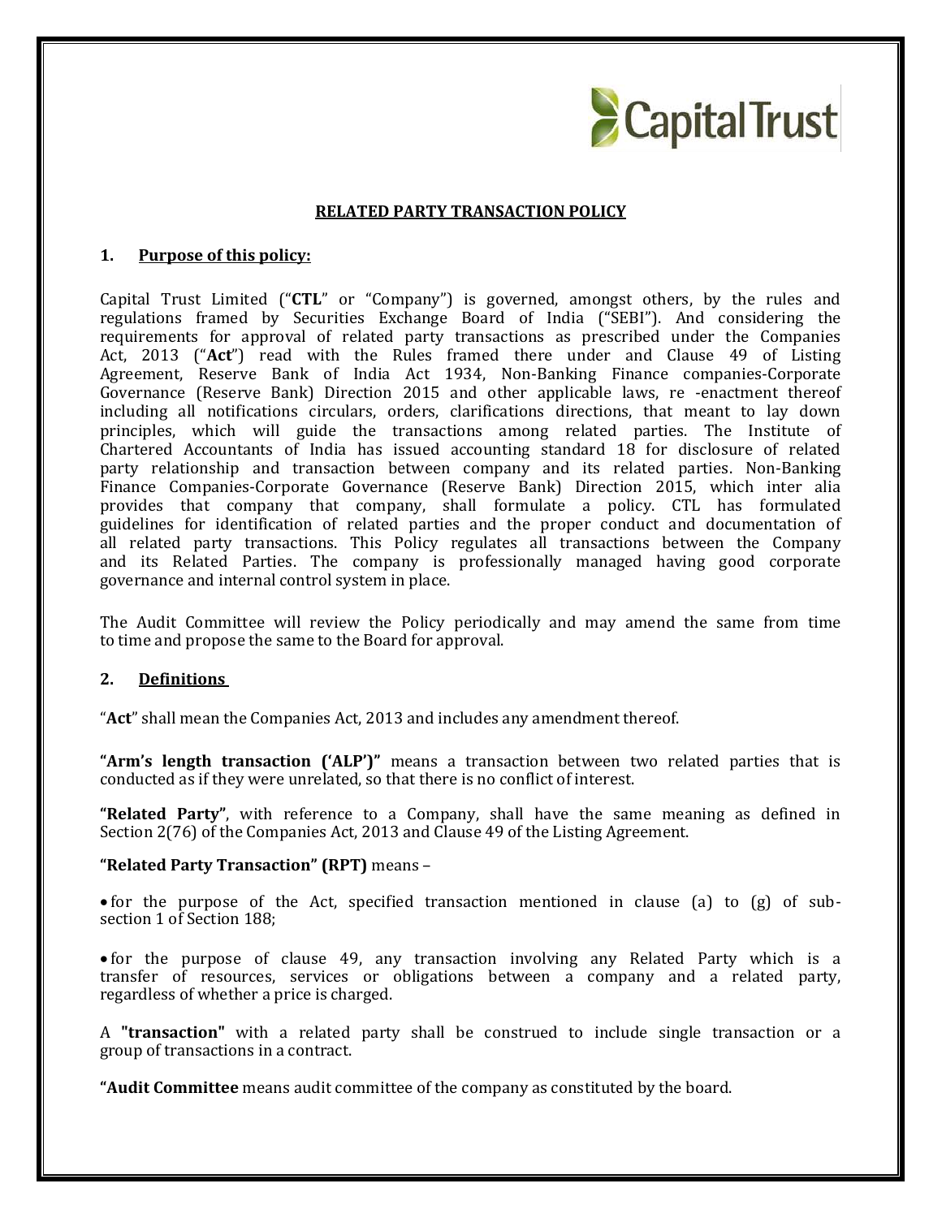# RELATED PARTY TRANSACTION POLICY

## 1. Purpose of this policy:

Capital Trust Limited ("**CTL**" or "Company") is governed, amongst others, by the rules and regulations framed by Securities Exchange Board of India ("SEBI"). And considering the requirements for approval of related party transactions as prescribed under the Companies Act, 2013 ("**Act**") read with the Rules framed there under and Clause 49 of Listing Agreement, Reserve Bank of India Act 1934, Non-Banking Finance companies-Corporate Governance (Reserve Bank) Direction 2015 and other applicable laws, re -enactment thereof including all notifications circulars, orders, clarifications directions, that meant to lay down principles, which will guide the transactions among related parties. The Institute of Chartered Accountants of India has issued accounting standard 18 for disclosure of related party relationship and transaction between company and its related parties. Non-Banking Finance Companies-Corporate Governance (Reserve Bank) Direction 2015, which inter alia provides that company that company, shall formulate a policy. CTL has formulated guidelines for identification of related parties and the proper conduct and documentation of all related party transactions. This Policy regulates all transactions between the Company and its Related Parties. The company is professionally managed having good corporate governance and internal control system in place.

The Audit Committee will review the Policy periodically and may amend the same from time to time and propose the same to the Board for approval.

## 2. Definitions

"**Act**" shall mean the Companies Act, 2013 and includes any amendment thereof.

**"Arm's length transaction ('ALP')"** means a transaction between two related parties that is conducted as if they were unrelated, so that there is no conflict of interest.

**"Related Party"**, with reference to a Company, shall have the same meaning as defined in Section 2(76) of the Companies Act, 2013 and Clause 49 of the Listing Agreement.

**"Related Party Transaction" (RPT)** means –

- for the purpose of the Act, specified transaction mentioned in clause (a) to (g) of sub-section 1 of Section 188;
- for the purpose of clause 49, any transaction involving any Related Party which is a transfer of resources, services or obligations between a company and a related party, regardless of whether a price is charged.

A **"transaction"** with a related party shall be construed to include single transaction or a group of transactions in a contract.

**"Audit Committee** means audit committee of the company as constituted by the board.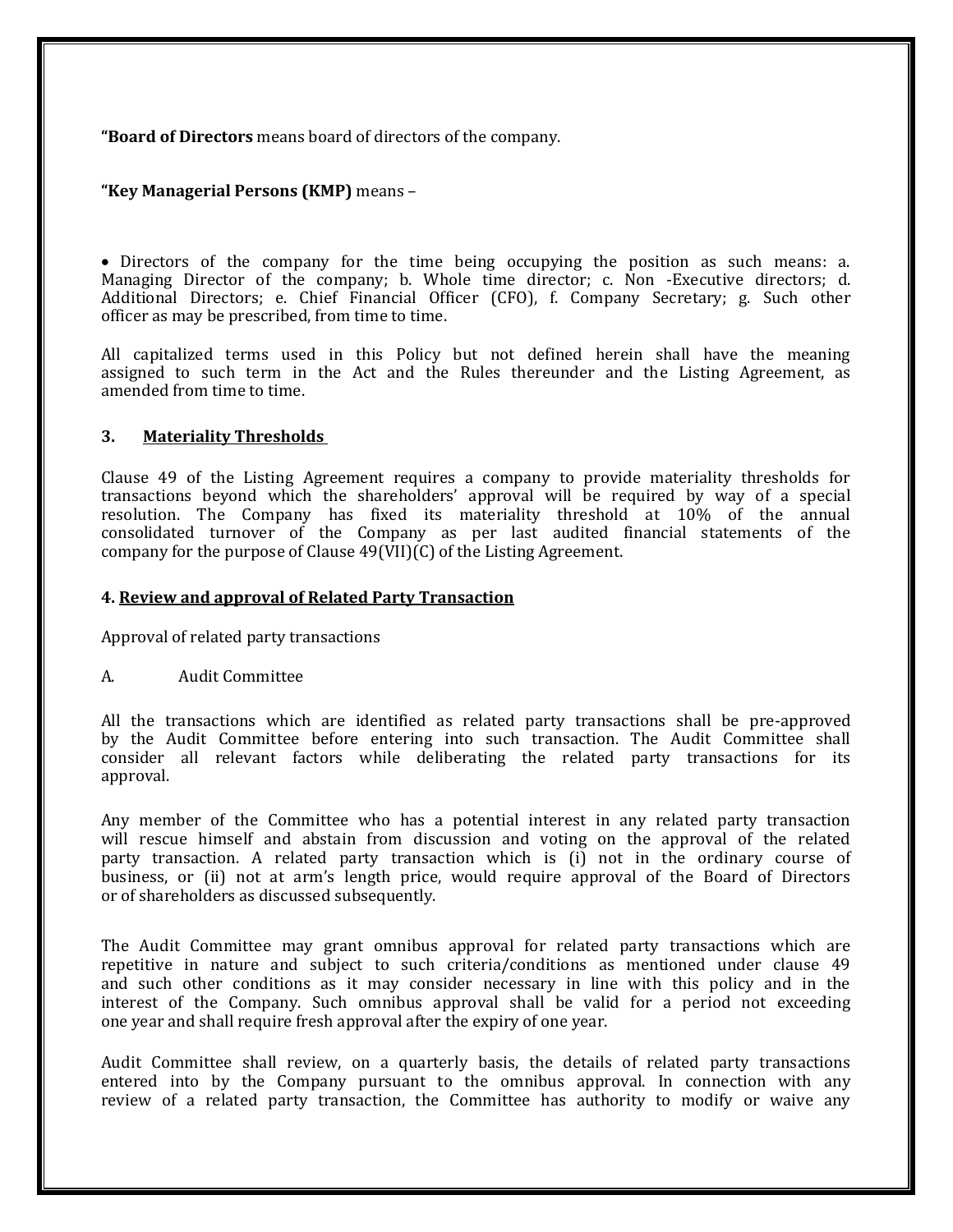**“Board of Directors** means board of directors of the company.

**“Key Managerial Persons (KMP)** means –

- Directors of the company for the time being occupying the position as such means: a. Managing Director of the company; b. Whole time director; c. Non -Executive directors; d. Additional Directors; e. Chief Financial Officer (CFO), f. Company Secretary; g. Such other officer as may be prescribed, from time to time.

All capitalized terms used in this Policy but not defined herein shall have the meaning assigned to such term in the Act and the Rules thereunder and the Listing Agreement, as amended from time to time.

### 3. <u>Materiality Thresholds</u>

Clause 49 of the Listing Agreement requires a company to provide materiality thresholds for transactions beyond which the shareholders' approval will be required by way of a special resolution. The Company has fixed its materiality threshold at 10% of the annual consolidated turnover of the Company as per last audited financial statements of the company for the purpose of Clause 49(VII)(C) of the Listing Agreement.

### 4. <u>Review and approval of Related Party Transaction</u>

Approval of related party transactions

A. Audit Committee

All the transactions which are identified as related party transactions shall be pre-approved by the Audit Committee before entering into such transaction. The Audit Committee shall consider all relevant factors while deliberating the related party transactions for its approval.

Any member of the Committee who has a potential interest in any related party transaction will rescue himself and abstain from discussion and voting on the approval of the related party transaction. A related party transaction which is (i) not in the ordinary course of business, or (ii) not at arm's length price, would require approval of the Board of Directors or of shareholders as discussed subsequently.

The Audit Committee may grant omnibus approval for related party transactions which are repetitive in nature and subject to such criteria/conditions as mentioned under clause 49 and such other conditions as it may consider necessary in line with this policy and in the interest of the Company. Such omnibus approval shall be valid for a period not exceeding one year and shall require fresh approval after the expiry of one year.

Audit Committee shall review, on a quarterly basis, the details of related party transactions entered into by the Company pursuant to the omnibus approval. In connection with any review of a related party transaction, the Committee has authority to modify or waive any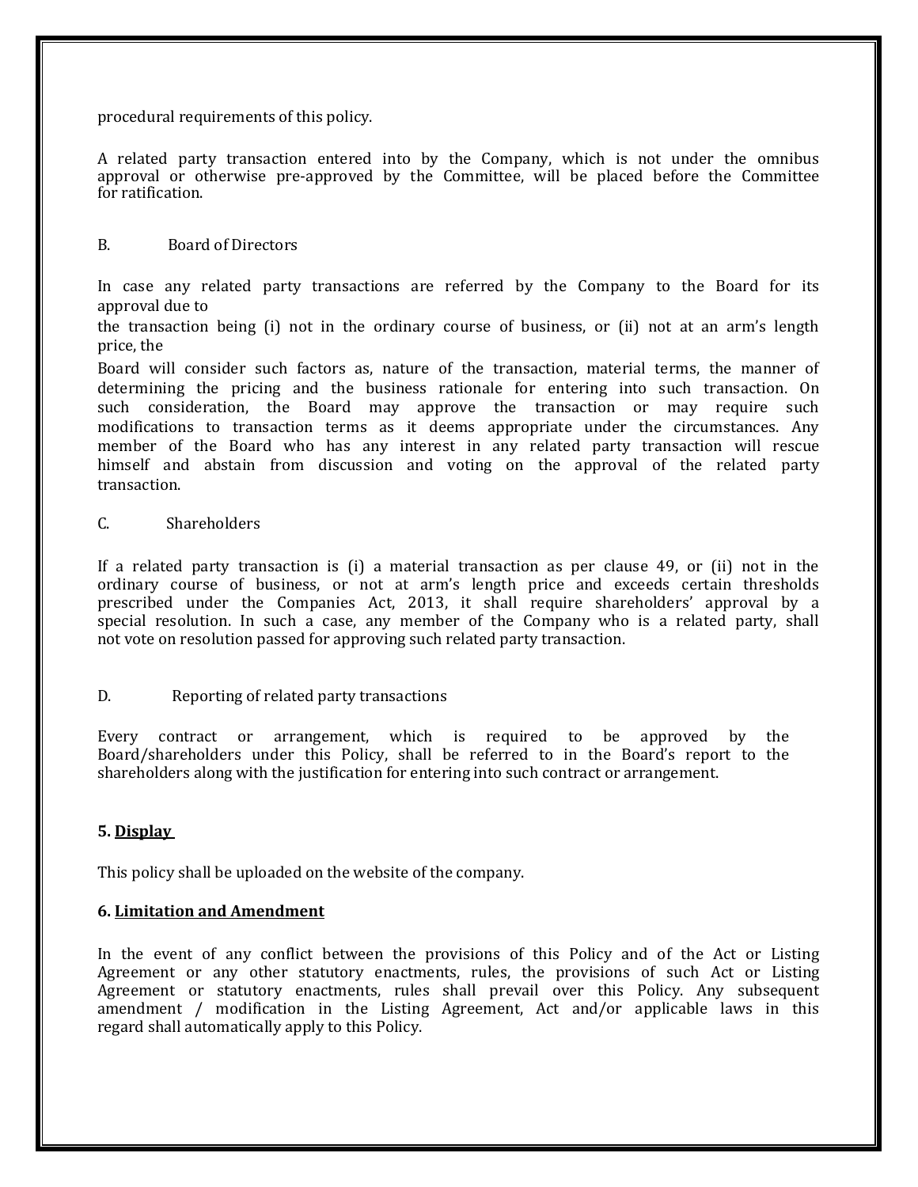procedural requirements of this policy.

A related party transaction entered into by the Company, which is not under the omnibus approval or otherwise pre-approved by the Committee, will be placed before the Committee for ratification.

B. Board of Directors

In case any related party transactions are referred by the Company to the Board for its approval due to the transaction being (i) not in the ordinary course of business, or (ii) not at an arm's length price, the Board will consider such factors as, nature of the transaction, material terms, the manner of determining the pricing and the business rationale for entering into such transaction. On such consideration, the Board may approve the transaction or may require such modifications to transaction terms as it deems appropriate under the circumstances. Any member of the Board who has any interest in any related party transaction will rescue himself and abstain from discussion and voting on the approval of the related party transaction.

C. Shareholders

If a related party transaction is (i) a material transaction as per clause 49, or (ii) not in the ordinary course of business, or not at arm's length price and exceeds certain thresholds prescribed under the Companies Act, 2013, it shall require shareholders' approval by a special resolution. In such a case, any member of the Company who is a related party, shall not vote on resolution passed for approving such related party transaction.

D. Reporting of related party transactions

Every contract or arrangement, which is required to be approved by the Board/shareholders under this Policy, shall be referred to in the Board's report to the shareholders along with the justification for entering into such contract or arrangement.

**5. Display**

This policy shall be uploaded on the website of the company.

**6. Limitation and Amendment**

In the event of any conflict between the provisions of this Policy and of the Act or Listing Agreement or any other statutory enactments, rules, the provisions of such Act or Listing Agreement or statutory enactments, rules shall prevail over this Policy. Any subsequent amendment / modification in the Listing Agreement, Act and/or applicable laws in this regard shall automatically apply to this Policy.